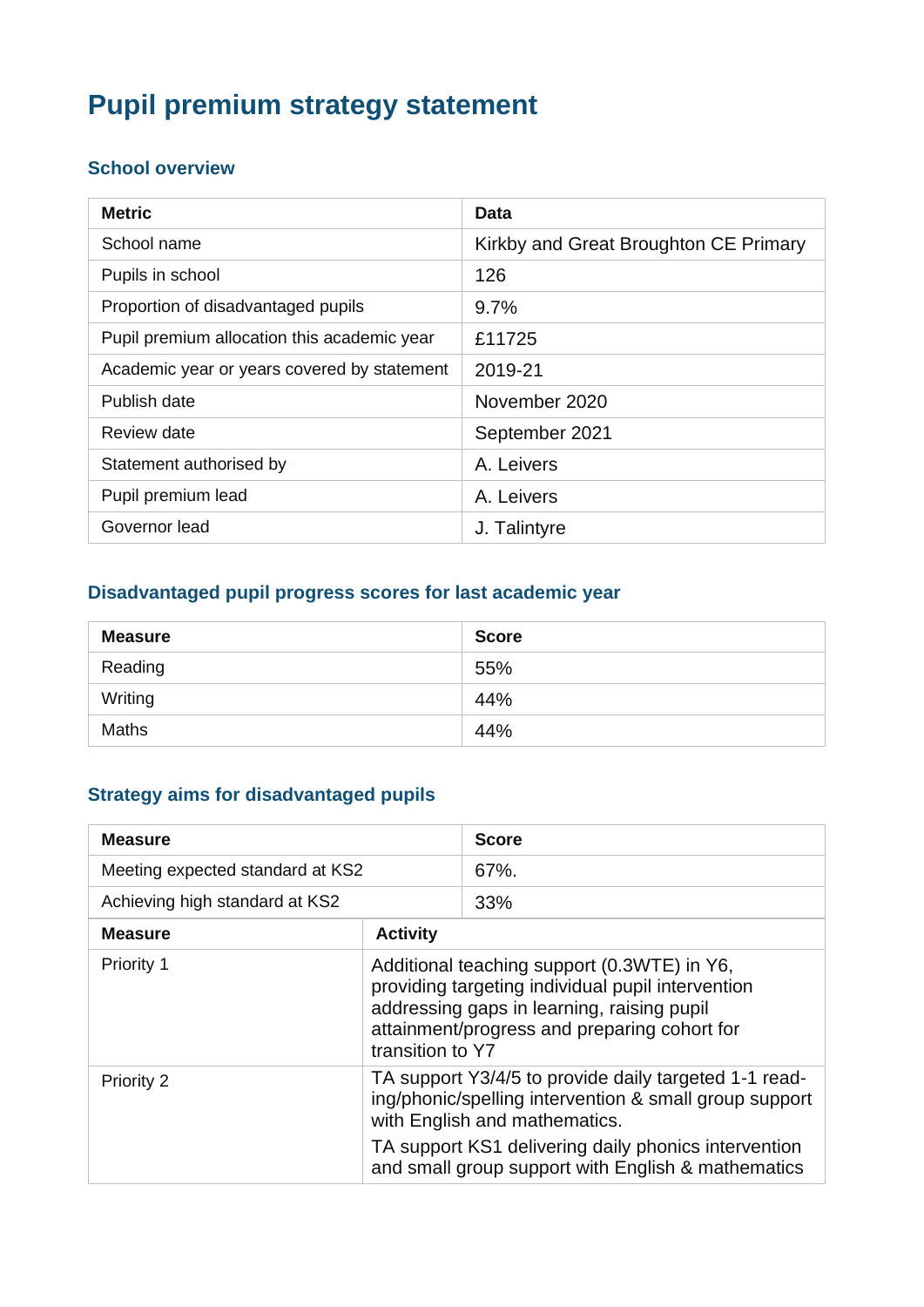# Pupil premium strategy statement

## School overview

| Metric | Data |
|---|---|
| School name | Kirkby and Great Broughton CE Primary |
| Pupils in school | 126 |
| Proportion of disadvantaged pupils | 9.7% |
| Pupil premium allocation this academic year | £11725 |
| Academic year or years covered by statement | 2019-21 |
| Publish date | November 2020 |
| Review date | September 2021 |
| Statement authorised by | A. Leivers |
| Pupil premium lead | A. Leivers |
| Governor lead | J. Talintyre |

## Disadvantaged pupil progress scores for last academic year

| Measure | Score |
|---|---|
| Reading | 55% |
| Writing | 44% |
| Maths | 44% |

## Strategy aims for disadvantaged pupils

| Measure | Score |
|---|---|
| Meeting expected standard at KS2 | 67%. |
| Achieving high standard at KS2 | 33% |

| Measure | Activity |
|---|---|
| Priority 1 | Additional teaching support (0.3WTE) in Y6, providing targeting individual pupil intervention addressing gaps in learning, raising pupil attainment/progress and preparing cohort for transition to Y7 |
| Priority 2 | TA support Y3/4/5 to provide daily targeted 1-1 reading/phonic/spelling intervention & small group support with English and mathematics.<br><br>TA support KS1 delivering daily phonics intervention and small group support with English & mathematics |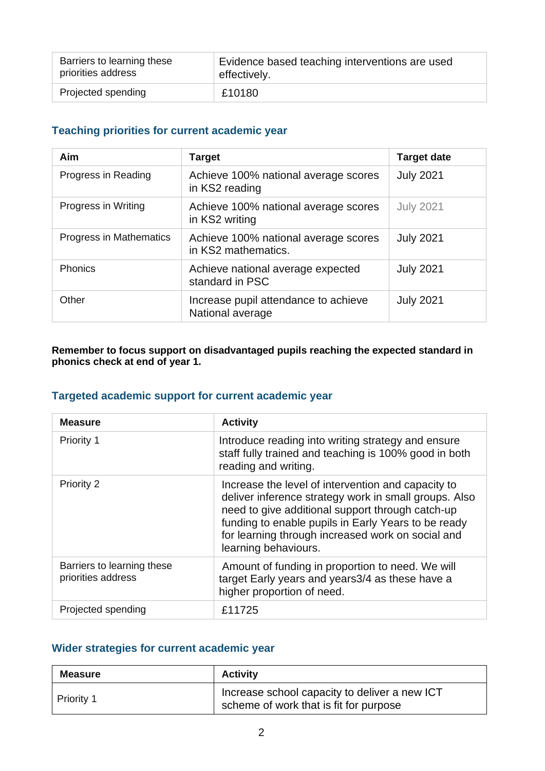| Barriers to learning these priorities address | Evidence based teaching interventions are used effectively. |
|---|---|
| Projected spending | £10180 |

### Teaching priorities for current academic year

| Aim | Target | Target date |
|---|---|---|
| Progress in Reading | Achieve 100% national average scores in KS2 reading | July 2021 |
| Progress in Writing | Achieve 100% national average scores in KS2 writing | July 2021 |
| Progress in Mathematics | Achieve 100% national average scores in KS2 mathematics. | July 2021 |
| Phonics | Achieve national average expected standard in PSC | July 2021 |
| Other | Increase pupil attendance to achieve National average | July 2021 |

**Remember to focus support on disadvantaged pupils reaching the expected standard in phonics check at end of year 1.**

### Targeted academic support for current academic year

| Measure | Activity |
|---|---|
| Priority 1 | Introduce reading into writing strategy and ensure staff fully trained and teaching is 100% good in both reading and writing. |
| Priority 2 | Increase the level of intervention and capacity to deliver inference strategy work in small groups. Also need to give additional support through catch-up funding to enable pupils in Early Years to be ready for learning through increased work on social and learning behaviours. |
| Barriers to learning these priorities address | Amount of funding in proportion to need. We will target Early years and years3/4 as these have a higher proportion of need. |
| Projected spending | £11725 |

### Wider strategies for current academic year

| Measure | Activity |
|---|---|
| Priority 1 | Increase school capacity to deliver a new ICT scheme of work that is fit for purpose |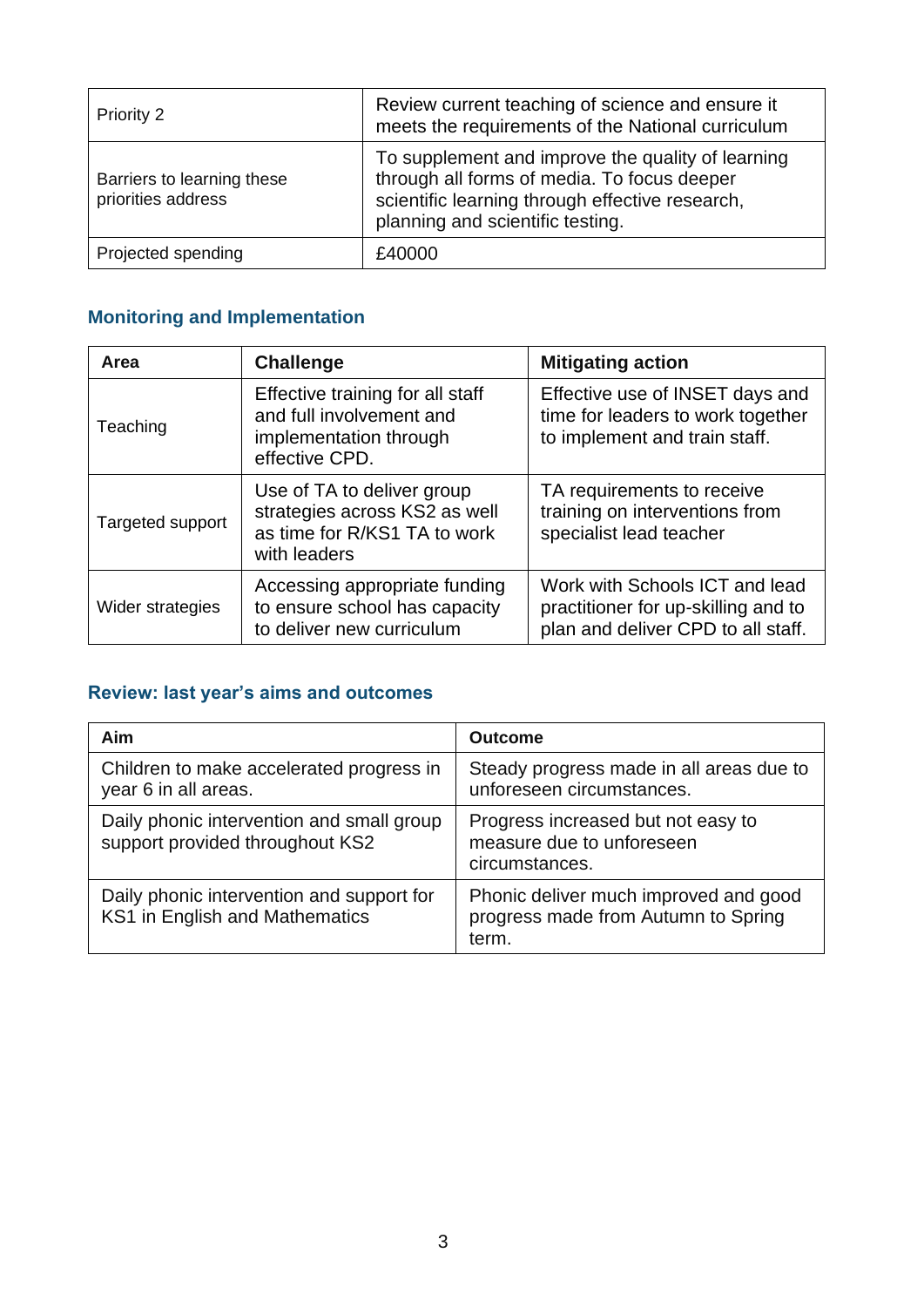| | |
|---|---|
| Priority 2 | Review current teaching of science and ensure it meets the requirements of the National curriculum |
| Barriers to learning these priorities address | To supplement and improve the quality of learning through all forms of media. To focus deeper scientific learning through effective research, planning and scientific testing. |
| Projected spending | £40000 |

## Monitoring and Implementation

| Area | Challenge | Mitigating action |
|---|---|---|
| Teaching | Effective training for all staff and full involvement and implementation through effective CPD. | Effective use of INSET days and time for leaders to work together to implement and train staff. |
| Targeted support | Use of TA to deliver group strategies across KS2 as well as time for R/KS1 TA to work with leaders | TA requirements to receive training on interventions from specialist lead teacher |
| Wider strategies | Accessing appropriate funding to ensure school has capacity to deliver new curriculum | Work with Schools ICT and lead practitioner for up-skilling and to plan and deliver CPD to all staff. |

## Review: last year's aims and outcomes

| Aim | Outcome |
|---|---|
| Children to make accelerated progress in year 6 in all areas. | Steady progress made in all areas due to unforeseen circumstances. |
| Daily phonic intervention and small group support provided throughout KS2 | Progress increased but not easy to measure due to unforeseen circumstances. |
| Daily phonic intervention and support for KS1 in English and Mathematics | Phonic deliver much improved and good progress made from Autumn to Spring term. |